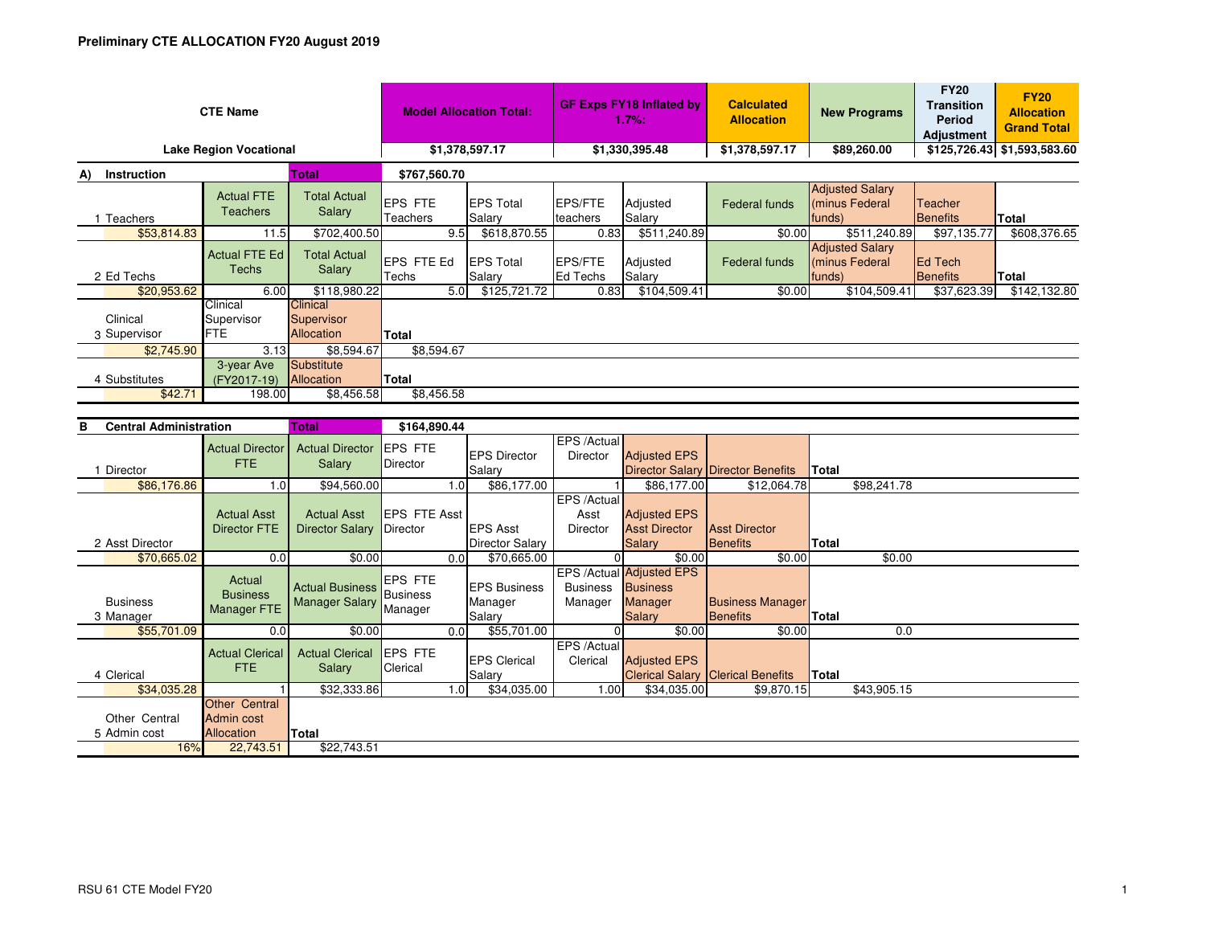**Preliminary CTE ALLOCATION FY20 August 2019**

| CTE Name | Model Allocation Total: | GF Exps FY18 Inflated by 1.7%: | Calculated Allocation | New Programs | FY20 Transition Period Adjustment | FY20 Allocation Grand Total |
|---|---|---|---|---|---|---|
| Lake Region Vocational | $1,378,597.17 | $1,330,395.48 | $1,378,597.17 | $89,260.00 | $125,726.43 | $1,593,583.60 |

**A) Instruction** — Total: $767,560.70

| 1 Teachers | Actual FTE Teachers | Total Actual Salary | EPS FTE Teachers | EPS Total Salary | EPS/FTE teachers | Adjusted Salary | Federal funds | Adjusted Salary (minus Federal funds) | Teacher Benefits | Total |
|---|---|---|---|---|---|---|---|---|---|---|
| $53,814.83 | 11.5 | $702,400.50 | 9.5 | $618,870.55 | 0.83 | $511,240.89 | $0.00 | $511,240.89 | $97,135.77 | $608,376.65 |

| 2 Ed Techs | Actual FTE Ed Techs | Total Actual Salary | EPS FTE Ed Techs | EPS Total Salary | EPS/FTE Ed Techs | Adjusted Salary | Federal funds | Adjusted Salary (minus Federal funds) | Ed Tech Benefits | Total |
|---|---|---|---|---|---|---|---|---|---|---|
| $20,953.62 | 6.00 | $118,980.22 | 5.0 | $125,721.72 | 0.83 | $104,509.41 | $0.00 | $104,509.41 | $37,623.39 | $142,132.80 |

| 3 Clinical Supervisor | Clinical Supervisor FTE | Clinical Supervisor Allocation | Total |
|---|---|---|---|
| $2,745.90 | 3.13 | $8,594.67 | $8,594.67 |

| 4 Substitutes | 3-year Ave (FY2017-19) | Substitute Allocation | Total |
|---|---|---|---|
| $42.71 | 198.00 | $8,456.58 | $8,456.58 |

**B Central Administration** — Total: $164,890.44

| 1 Director | Actual Director FTE | Actual Director Salary | EPS FTE Director | EPS Director Salary | EPS /Actual Director | Adjusted EPS Director Salary | Director Benefits | Total |
|---|---|---|---|---|---|---|---|---|
| $86,176.86 | 1.0 | $94,560.00 | 1.0 | $86,177.00 | 1 | $86,177.00 | $12,064.78 | $98,241.78 |

| 2 Asst Director | Actual Asst Director FTE | Actual Asst Director Salary | EPS FTE Asst Director | EPS Asst Director Salary | EPS /Actual Asst Director | Adjusted EPS Asst Director Salary | Asst Director Benefits | Total |
|---|---|---|---|---|---|---|---|---|
| $70,665.02 | 0.0 | $0.00 | 0.0 | $70,665.00 | 0 | $0.00 | $0.00 | $0.00 |

| 3 Business Manager | Actual Business Manager FTE | Actual Business Manager Salary | EPS FTE Business Manager | EPS Business Manager Salary | EPS /Actual Business Manager | Adjusted EPS Business Manager Salary | Business Manager Benefits | Total |
|---|---|---|---|---|---|---|---|---|
| $55,701.09 | 0.0 | $0.00 | 0.0 | $55,701.00 | 0 | $0.00 | $0.00 | 0.0 |

| 4 Clerical | Actual Clerical FTE | Actual Clerical Salary | EPS FTE Clerical | EPS Clerical Salary | EPS /Actual Clerical | Adjusted EPS Clerical Salary | Clerical Benefits | Total |
|---|---|---|---|---|---|---|---|---|
| $34,035.28 | 1 | $32,333.86 | 1.0 | $34,035.00 | 1.00 | $34,035.00 | $9,870.15 | $43,905.15 |

| 5 Other Central Admin cost | Other Central Admin cost Allocation | Total |
|---|---|---|
| 16% | 22,743.51 | $22,743.51 |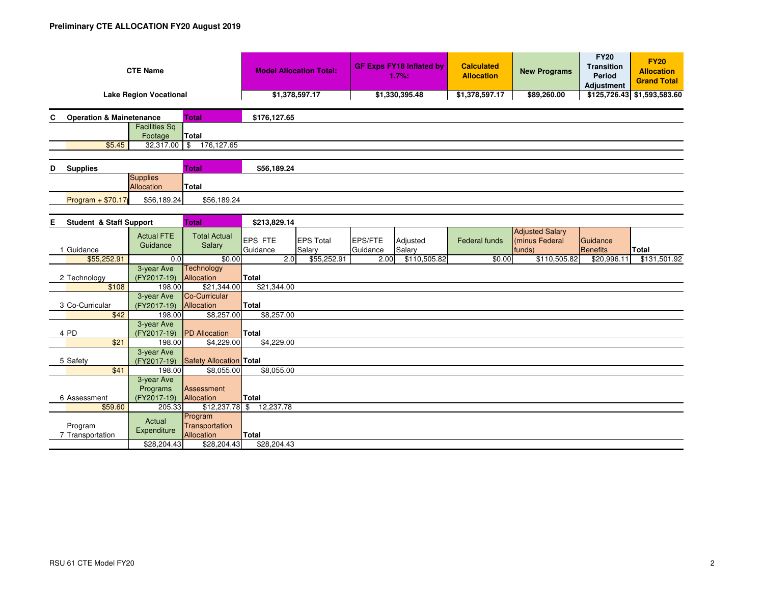# Preliminary CTE ALLOCATION FY20 August 2019

| CTE Name | Model Allocation Total: | GF Exps FY18 Inflated by 1.7%: | Calculated Allocation | New Programs | FY20 Transition Period Adjustment | FY20 Allocation Grand Total |
|---|---|---|---|---|---|---|
| Lake Region Vocational | $1,378,597.17 | $1,330,395.48 | $1,378,597.17 | $89,260.00 | $125,726.43 | $1,593,583.60 |

## C Operation & Mainetenance

| | | | |
|---|---|---|---|
| Operation & Mainetenance | | Total | $176,127.65 |
| | Facilities Sq Footage | Total | |
| $5.45 | 32,317.00 | $ 176,127.65 | |

## D Supplies

| | | | |
|---|---|---|---|
| Supplies | | Total | $56,189.24 |
| | Supplies Allocation | Total | |
| Program + $70.17 | $56,189.24 | $56,189.24 | |

## E Student & Staff Support

| | | | | | | | | | | |
|---|---|---|---|---|---|---|---|---|---|---|
| Student & Staff Support | | Total | $213,829.14 | | | | | | | |
| 1 Guidance | Actual FTE Guidance | Total Actual Salary | EPS FTE Guidance | EPS Total Salary | EPS/FTE Guidance | Adjusted Salary | Federal funds | Adjusted Salary (minus Federal funds) | Guidance Benefits | Total |
| $55,252.91 | 0.0 | $0.00 | 2.0 | $55,252.91 | 2.00 | $110,505.82 | $0.00 | $110,505.82 | $20,996.11 | $131,501.92 |
| 2 Technology | 3-year Ave (FY2017-19) | Technology Allocation | Total | | | | | | | |
| $108 | 198.00 | $21,344.00 | $21,344.00 | | | | | | | |
| 3 Co-Curricular | 3-year Ave (FY2017-19) | Co-Curricular Allocation | Total | | | | | | | |
| $42 | 198.00 | $8,257.00 | $8,257.00 | | | | | | | |
| 4 PD | 3-year Ave (FY2017-19) | PD Allocation | Total | | | | | | | |
| $21 | 198.00 | $4,229.00 | $4,229.00 | | | | | | | |
| 5 Safety | 3-year Ave (FY2017-19) | Safety Allocation | Total | | | | | | | |
| $41 | 198.00 | $8,055.00 | $8,055.00 | | | | | | | |
| 6 Assessment | 3-year Ave Programs (FY2017-19) | Assessment Allocation | Total | | | | | | | |
| $59.60 | 205.33 | $12,237.78 | $ 12,237.78 | | | | | | | |
| 7 Program Transportation | Actual Expenditure | Program Transportation Allocation | Total | | | | | | | |
| | $28,204.43 | $28,204.43 | $28,204.43 | | | | | | | |

RSU 61 CTE Model FY20